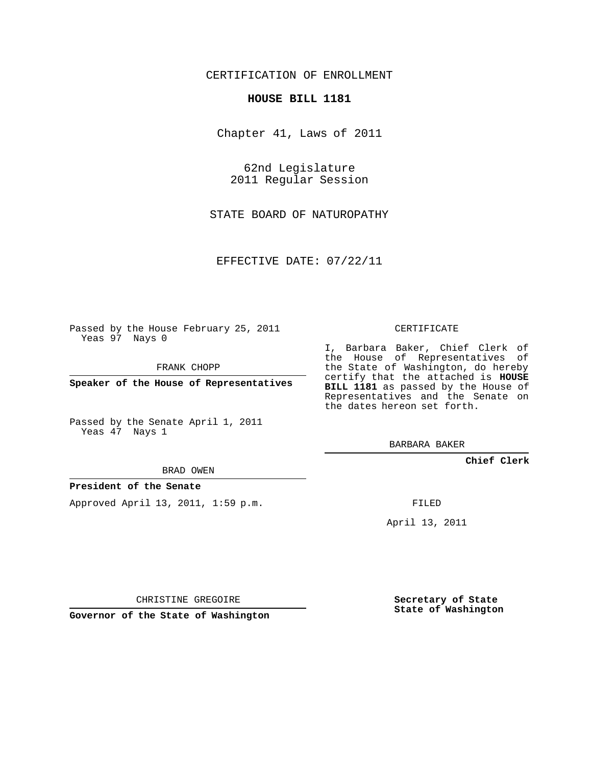CERTIFICATION OF ENROLLMENT

**HOUSE BILL 1181**

Chapter 41, Laws of 2011

62nd Legislature
2011 Regular Session

STATE BOARD OF NATUROPATHY

EFFECTIVE DATE: 07/22/11

Passed by the House February 25, 2011
Yeas 97 Nays 0

FRANK CHOPP

**Speaker of the House of Representatives**

Passed by the Senate April 1, 2011
Yeas 47 Nays 1

BRAD OWEN

**President of the Senate**

Approved April 13, 2011, 1:59 p.m.

CHRISTINE GREGOIRE

**Governor of the State of Washington**

CERTIFICATE

I, Barbara Baker, Chief Clerk of the House of Representatives of the State of Washington, do hereby certify that the attached is **HOUSE BILL 1181** as passed by the House of Representatives and the Senate on the dates hereon set forth.

BARBARA BAKER

**Chief Clerk**

FILED

April 13, 2011

**Secretary of State**
**State of Washington**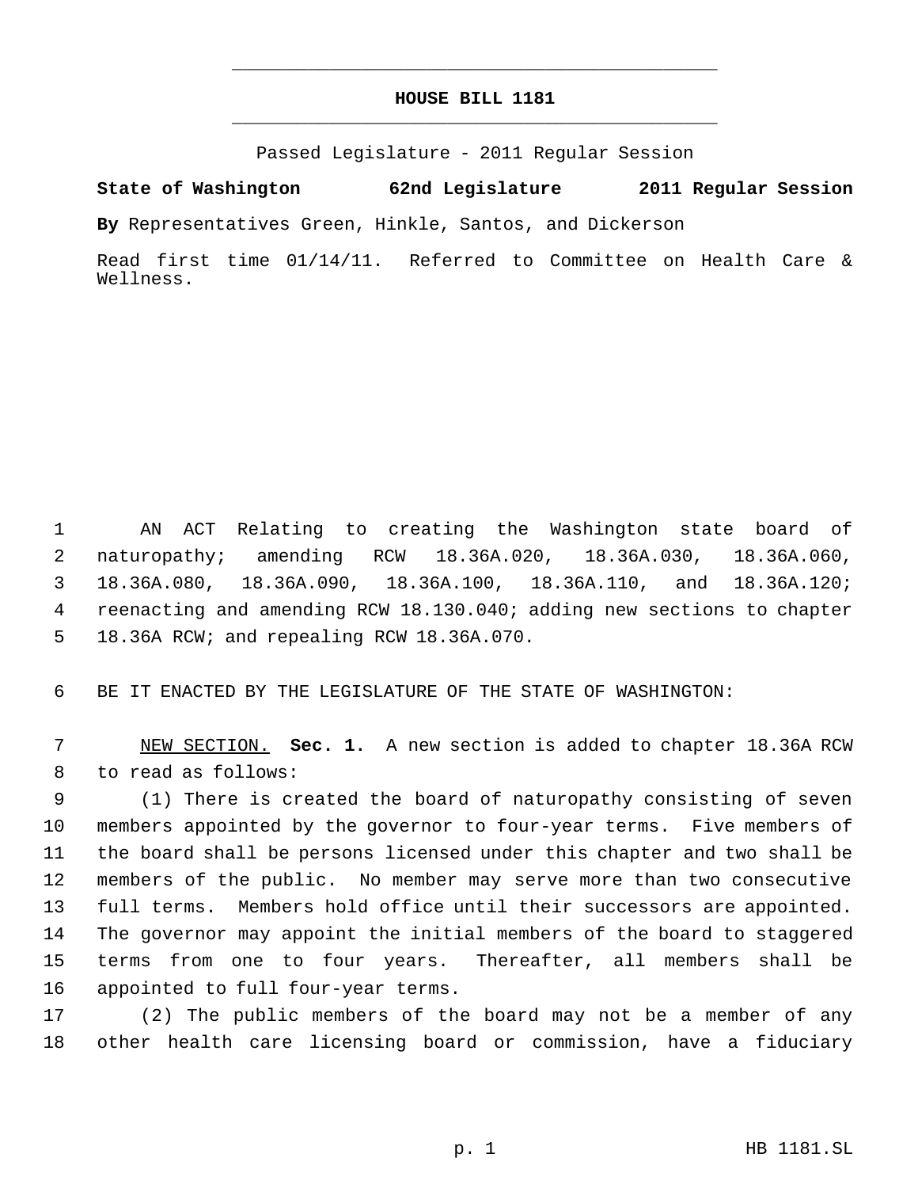# HOUSE BILL 1181

Passed Legislature - 2011 Regular Session

**State of Washington 62nd Legislature 2011 Regular Session**

**By** Representatives Green, Hinkle, Santos, and Dickerson

Read first time 01/14/11. Referred to Committee on Health Care & Wellness.

AN ACT Relating to creating the Washington state board of naturopathy; amending RCW 18.36A.020, 18.36A.030, 18.36A.060, 18.36A.080, 18.36A.090, 18.36A.100, 18.36A.110, and 18.36A.120; reenacting and amending RCW 18.130.040; adding new sections to chapter 18.36A RCW; and repealing RCW 18.36A.070.

BE IT ENACTED BY THE LEGISLATURE OF THE STATE OF WASHINGTON:

NEW SECTION. **Sec. 1.** A new section is added to chapter 18.36A RCW to read as follows:

(1) There is created the board of naturopathy consisting of seven members appointed by the governor to four-year terms. Five members of the board shall be persons licensed under this chapter and two shall be members of the public. No member may serve more than two consecutive full terms. Members hold office until their successors are appointed. The governor may appoint the initial members of the board to staggered terms from one to four years. Thereafter, all members shall be appointed to full four-year terms.

(2) The public members of the board may not be a member of any other health care licensing board or commission, have a fiduciary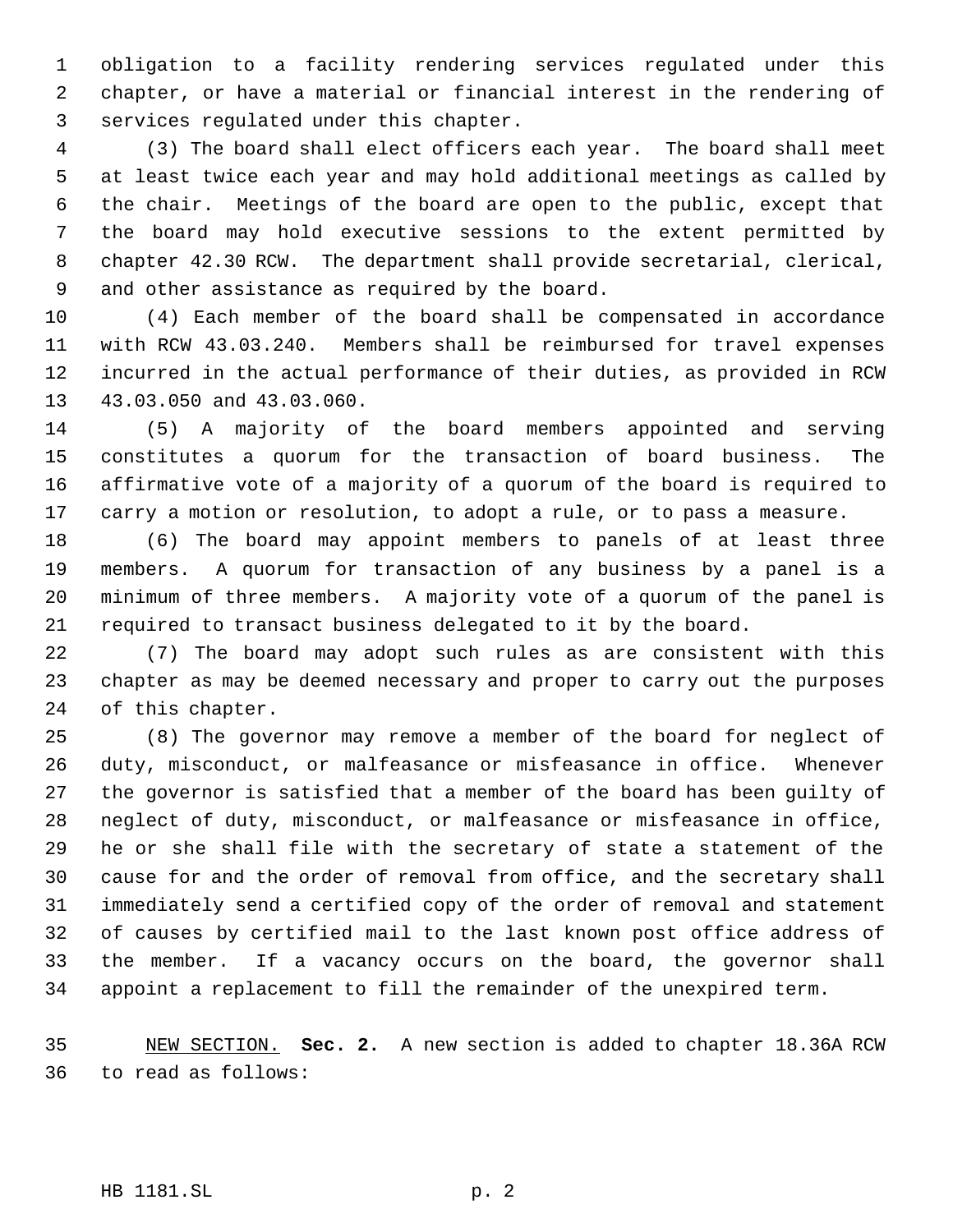obligation to a facility rendering services regulated under this chapter, or have a material or financial interest in the rendering of services regulated under this chapter.

(3) The board shall elect officers each year. The board shall meet at least twice each year and may hold additional meetings as called by the chair. Meetings of the board are open to the public, except that the board may hold executive sessions to the extent permitted by chapter 42.30 RCW. The department shall provide secretarial, clerical, and other assistance as required by the board.

(4) Each member of the board shall be compensated in accordance with RCW 43.03.240. Members shall be reimbursed for travel expenses incurred in the actual performance of their duties, as provided in RCW 43.03.050 and 43.03.060.

(5) A majority of the board members appointed and serving constitutes a quorum for the transaction of board business. The affirmative vote of a majority of a quorum of the board is required to carry a motion or resolution, to adopt a rule, or to pass a measure.

(6) The board may appoint members to panels of at least three members. A quorum for transaction of any business by a panel is a minimum of three members. A majority vote of a quorum of the panel is required to transact business delegated to it by the board.

(7) The board may adopt such rules as are consistent with this chapter as may be deemed necessary and proper to carry out the purposes of this chapter.

(8) The governor may remove a member of the board for neglect of duty, misconduct, or malfeasance or misfeasance in office. Whenever the governor is satisfied that a member of the board has been guilty of neglect of duty, misconduct, or malfeasance or misfeasance in office, he or she shall file with the secretary of state a statement of the cause for and the order of removal from office, and the secretary shall immediately send a certified copy of the order of removal and statement of causes by certified mail to the last known post office address of the member. If a vacancy occurs on the board, the governor shall appoint a replacement to fill the remainder of the unexpired term.

NEW SECTION. **Sec. 2.** A new section is added to chapter 18.36A RCW to read as follows: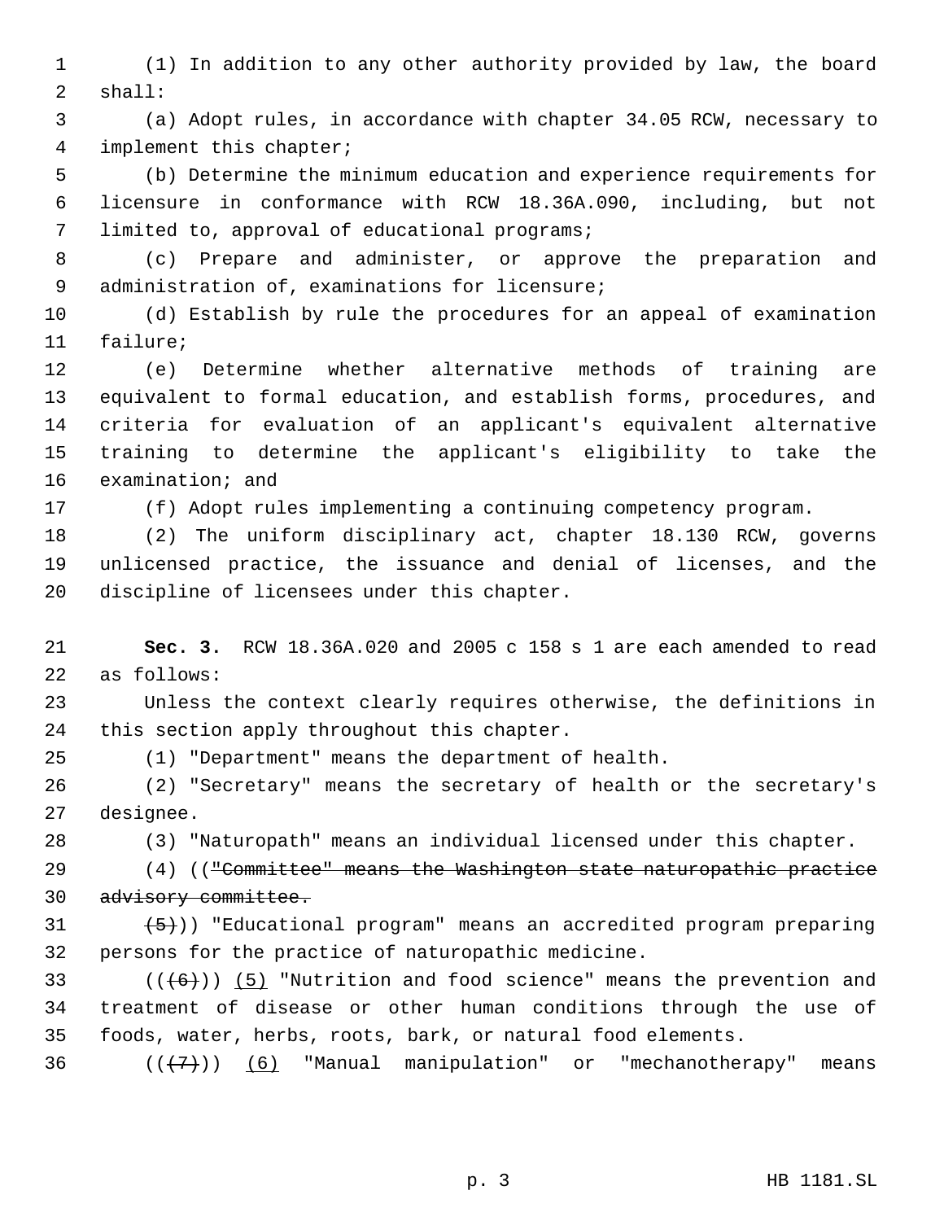(1) In addition to any other authority provided by law, the board shall:

(a) Adopt rules, in accordance with chapter 34.05 RCW, necessary to implement this chapter;

(b) Determine the minimum education and experience requirements for licensure in conformance with RCW 18.36A.090, including, but not limited to, approval of educational programs;

(c) Prepare and administer, or approve the preparation and administration of, examinations for licensure;

(d) Establish by rule the procedures for an appeal of examination failure;

(e) Determine whether alternative methods of training are equivalent to formal education, and establish forms, procedures, and criteria for evaluation of an applicant's equivalent alternative training to determine the applicant's eligibility to take the examination; and

(f) Adopt rules implementing a continuing competency program.

(2) The uniform disciplinary act, chapter 18.130 RCW, governs unlicensed practice, the issuance and denial of licenses, and the discipline of licensees under this chapter.

**Sec. 3.** RCW 18.36A.020 and 2005 c 158 s 1 are each amended to read as follows:

Unless the context clearly requires otherwise, the definitions in this section apply throughout this chapter.

(1) "Department" means the department of health.

(2) "Secretary" means the secretary of health or the secretary's designee.

(3) "Naturopath" means an individual licensed under this chapter.

(4) ((~~"Committee" means the Washington state naturopathic practice advisory committee.~~

~~(5)~~)) "Educational program" means an accredited program preparing persons for the practice of naturopathic medicine.

((~~(6)~~)) <u>(5)</u> "Nutrition and food science" means the prevention and treatment of disease or other human conditions through the use of foods, water, herbs, roots, bark, or natural food elements.

((~~(7)~~)) <u>(6)</u> "Manual manipulation" or "mechanotherapy" means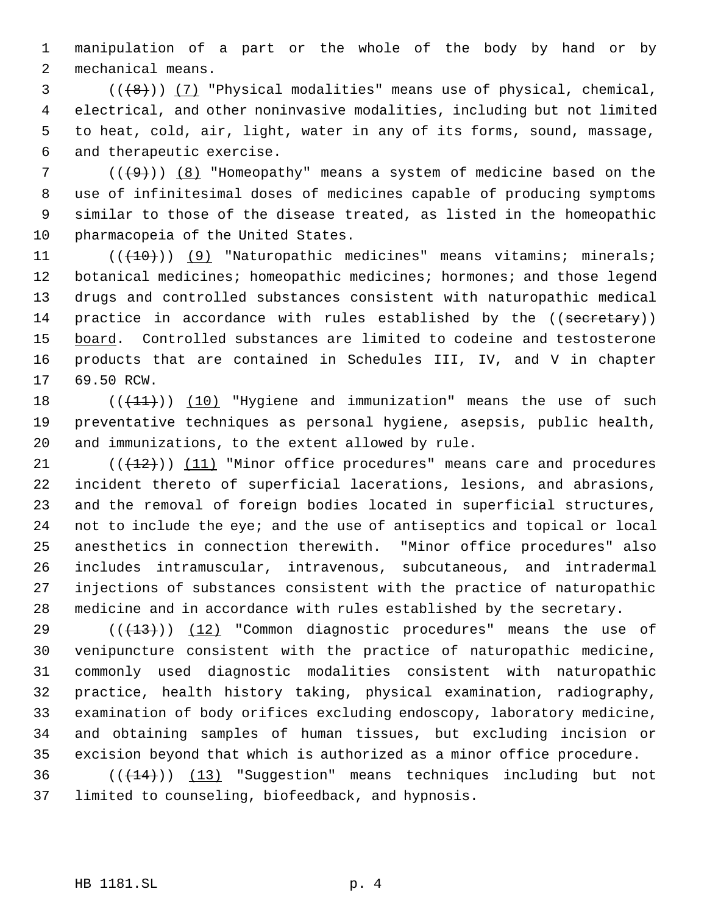manipulation of a part or the whole of the body by hand or by mechanical means.

(((8))) (7) "Physical modalities" means use of physical, chemical, electrical, and other noninvasive modalities, including but not limited to heat, cold, air, light, water in any of its forms, sound, massage, and therapeutic exercise.

(((9))) (8) "Homeopathy" means a system of medicine based on the use of infinitesimal doses of medicines capable of producing symptoms similar to those of the disease treated, as listed in the homeopathic pharmacopeia of the United States.

(((10))) (9) "Naturopathic medicines" means vitamins; minerals; botanical medicines; homeopathic medicines; hormones; and those legend drugs and controlled substances consistent with naturopathic medical practice in accordance with rules established by the ((secretary)) board. Controlled substances are limited to codeine and testosterone products that are contained in Schedules III, IV, and V in chapter 69.50 RCW.

(((11))) (10) "Hygiene and immunization" means the use of such preventative techniques as personal hygiene, asepsis, public health, and immunizations, to the extent allowed by rule.

(((12))) (11) "Minor office procedures" means care and procedures incident thereto of superficial lacerations, lesions, and abrasions, and the removal of foreign bodies located in superficial structures, not to include the eye; and the use of antiseptics and topical or local anesthetics in connection therewith. "Minor office procedures" also includes intramuscular, intravenous, subcutaneous, and intradermal injections of substances consistent with the practice of naturopathic medicine and in accordance with rules established by the secretary.

(((13))) (12) "Common diagnostic procedures" means the use of venipuncture consistent with the practice of naturopathic medicine, commonly used diagnostic modalities consistent with naturopathic practice, health history taking, physical examination, radiography, examination of body orifices excluding endoscopy, laboratory medicine, and obtaining samples of human tissues, but excluding incision or excision beyond that which is authorized as a minor office procedure.

(((14))) (13) "Suggestion" means techniques including but not limited to counseling, biofeedback, and hypnosis.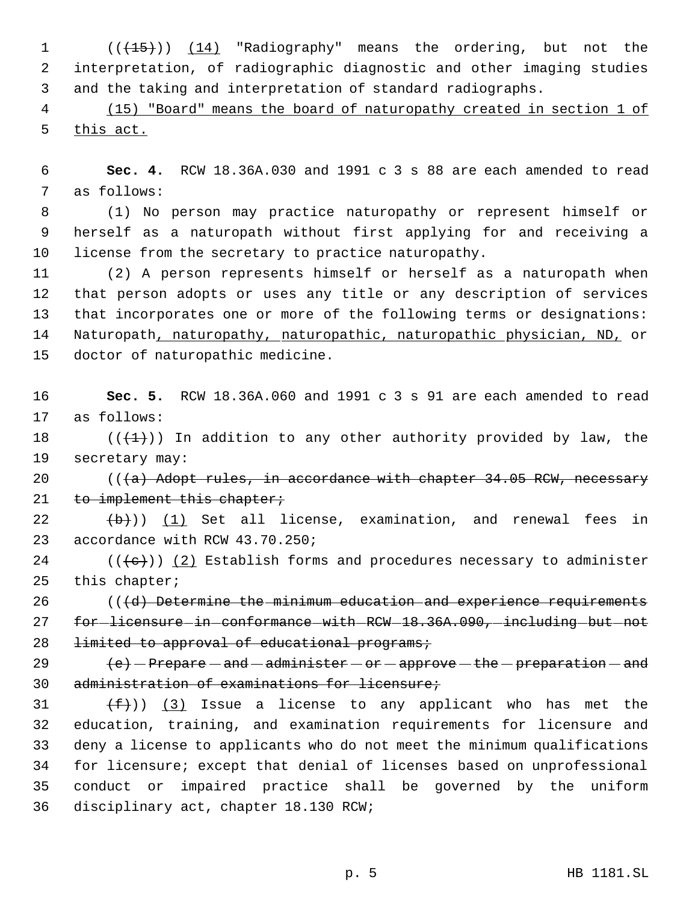(((15))) (14) "Radiography" means the ordering, but not the interpretation, of radiographic diagnostic and other imaging studies and the taking and interpretation of standard radiographs.

(15) "Board" means the board of naturopathy created in section 1 of this act.

**Sec. 4.** RCW 18.36A.030 and 1991 c 3 s 88 are each amended to read as follows:

(1) No person may practice naturopathy or represent himself or herself as a naturopath without first applying for and receiving a license from the secretary to practice naturopathy.

(2) A person represents himself or herself as a naturopath when that person adopts or uses any title or any description of services that incorporates one or more of the following terms or designations: Naturopath, naturopathy, naturopathic, naturopathic physician, ND, or doctor of naturopathic medicine.

**Sec. 5.** RCW 18.36A.060 and 1991 c 3 s 91 are each amended to read as follows:

(((1))) In addition to any other authority provided by law, the secretary may:

(((a) Adopt rules, in accordance with chapter 34.05 RCW, necessary to implement this chapter;

(b))) (1) Set all license, examination, and renewal fees in accordance with RCW 43.70.250;

(((c))) (2) Establish forms and procedures necessary to administer this chapter;

(((d) Determine the minimum education and experience requirements for licensure in conformance with RCW 18.36A.090, including but not limited to approval of educational programs;

(e) Prepare and administer or approve the preparation and administration of examinations for licensure;

(f))) (3) Issue a license to any applicant who has met the education, training, and examination requirements for licensure and deny a license to applicants who do not meet the minimum qualifications for licensure; except that denial of licenses based on unprofessional conduct or impaired practice shall be governed by the uniform disciplinary act, chapter 18.130 RCW;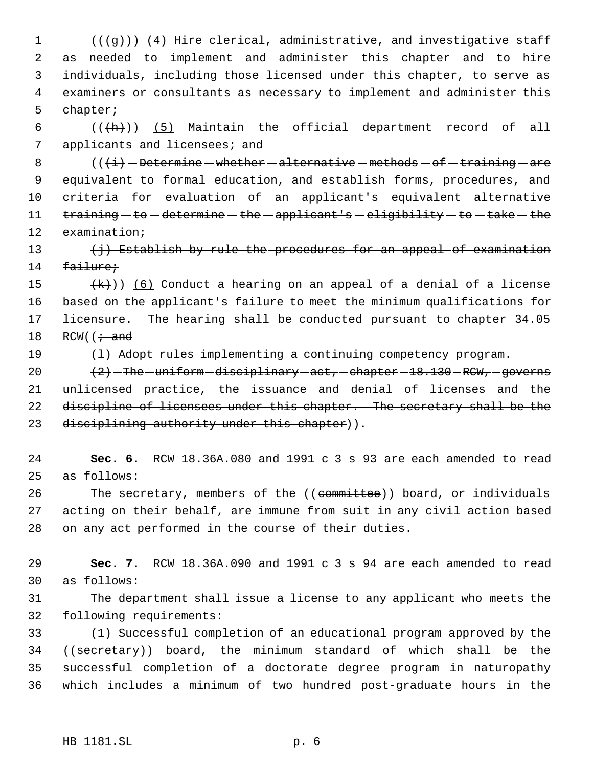(((g))) (4) Hire clerical, administrative, and investigative staff as needed to implement and administer this chapter and to hire individuals, including those licensed under this chapter, to serve as examiners or consultants as necessary to implement and administer this chapter;

(((h))) (5) Maintain the official department record of all applicants and licensees; and

(((i) Determine whether alternative methods of training are equivalent to formal education, and establish forms, procedures, and criteria for evaluation of an applicant's equivalent alternative training to determine the applicant's eligibility to take the examination;

(j) Establish by rule the procedures for an appeal of examination failure;

(k))) (6) Conduct a hearing on an appeal of a denial of a license based on the applicant's failure to meet the minimum qualifications for licensure. The hearing shall be conducted pursuant to chapter 34.05 RCW((; and

(l) Adopt rules implementing a continuing competency program.

(2) The uniform disciplinary act, chapter 18.130 RCW, governs unlicensed practice, the issuance and denial of licenses and the discipline of licensees under this chapter. The secretary shall be the disciplining authority under this chapter)).

**Sec. 6.** RCW 18.36A.080 and 1991 c 3 s 93 are each amended to read as follows:

The secretary, members of the ((committee)) board, or individuals acting on their behalf, are immune from suit in any civil action based on any act performed in the course of their duties.

**Sec. 7.** RCW 18.36A.090 and 1991 c 3 s 94 are each amended to read as follows:

The department shall issue a license to any applicant who meets the following requirements:

(1) Successful completion of an educational program approved by the ((secretary)) board, the minimum standard of which shall be the successful completion of a doctorate degree program in naturopathy which includes a minimum of two hundred post-graduate hours in the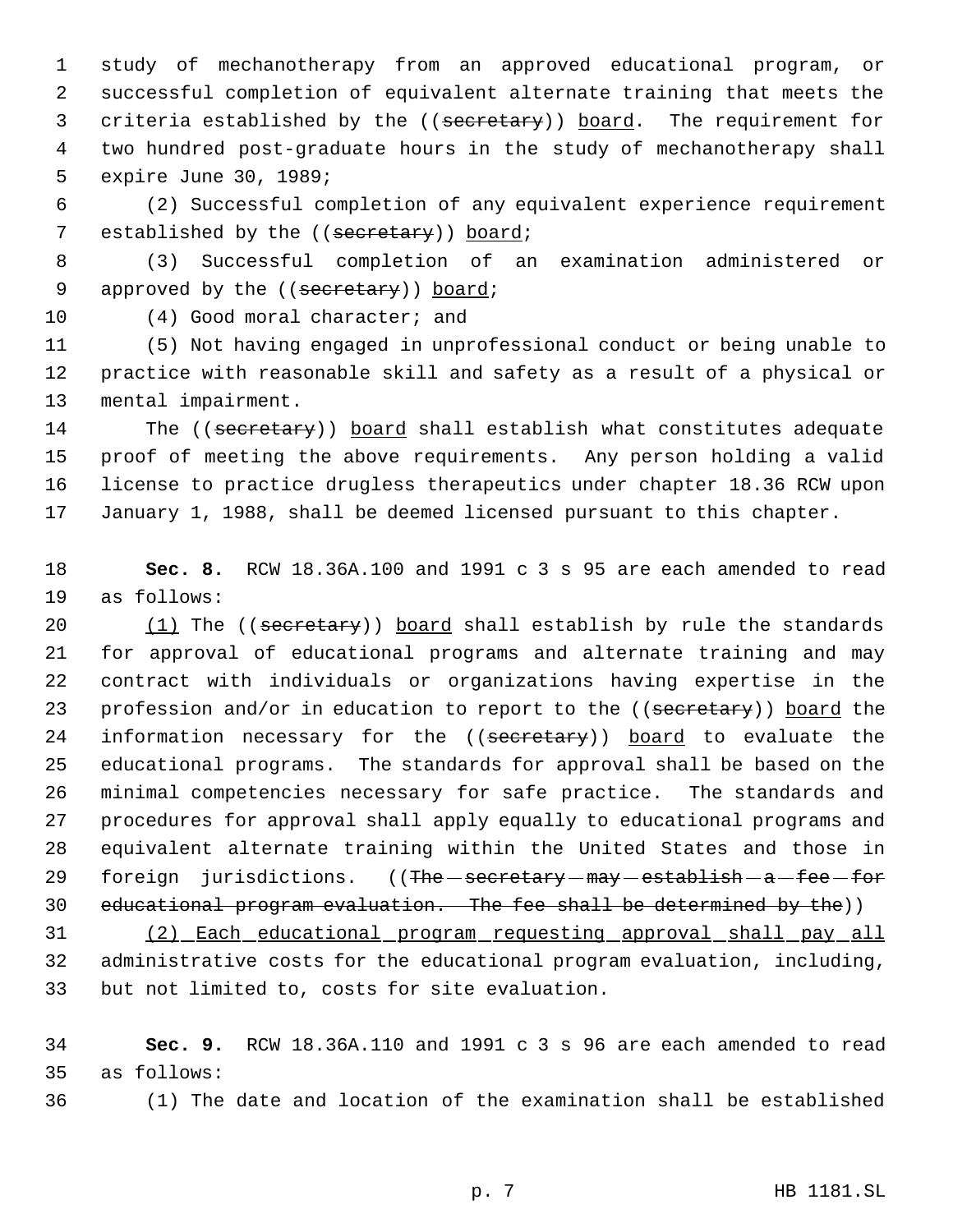study of mechanotherapy from an approved educational program, or successful completion of equivalent alternate training that meets the criteria established by the ((~~secretary~~)) <u>board</u>. The requirement for two hundred post-graduate hours in the study of mechanotherapy shall expire June 30, 1989;

(2) Successful completion of any equivalent experience requirement established by the ((~~secretary~~)) <u>board</u>;

(3) Successful completion of an examination administered or approved by the ((~~secretary~~)) <u>board</u>;

(4) Good moral character; and

(5) Not having engaged in unprofessional conduct or being unable to practice with reasonable skill and safety as a result of a physical or mental impairment.

The ((~~secretary~~)) <u>board</u> shall establish what constitutes adequate proof of meeting the above requirements. Any person holding a valid license to practice drugless therapeutics under chapter 18.36 RCW upon January 1, 1988, shall be deemed licensed pursuant to this chapter.

**Sec. 8.** RCW 18.36A.100 and 1991 c 3 s 95 are each amended to read as follows:

<u>(1)</u> The ((~~secretary~~)) <u>board</u> shall establish by rule the standards for approval of educational programs and alternate training and may contract with individuals or organizations having expertise in the profession and/or in education to report to the ((~~secretary~~)) <u>board</u> the information necessary for the ((~~secretary~~)) <u>board</u> to evaluate the educational programs. The standards for approval shall be based on the minimal competencies necessary for safe practice. The standards and procedures for approval shall apply equally to educational programs and equivalent alternate training within the United States and those in foreign jurisdictions. ((~~The secretary may establish a fee for educational program evaluation. The fee shall be determined by the~~))

<u>(2) Each educational program requesting approval shall pay all</u> administrative costs for the educational program evaluation, including, but not limited to, costs for site evaluation.

**Sec. 9.** RCW 18.36A.110 and 1991 c 3 s 96 are each amended to read as follows:

(1) The date and location of the examination shall be established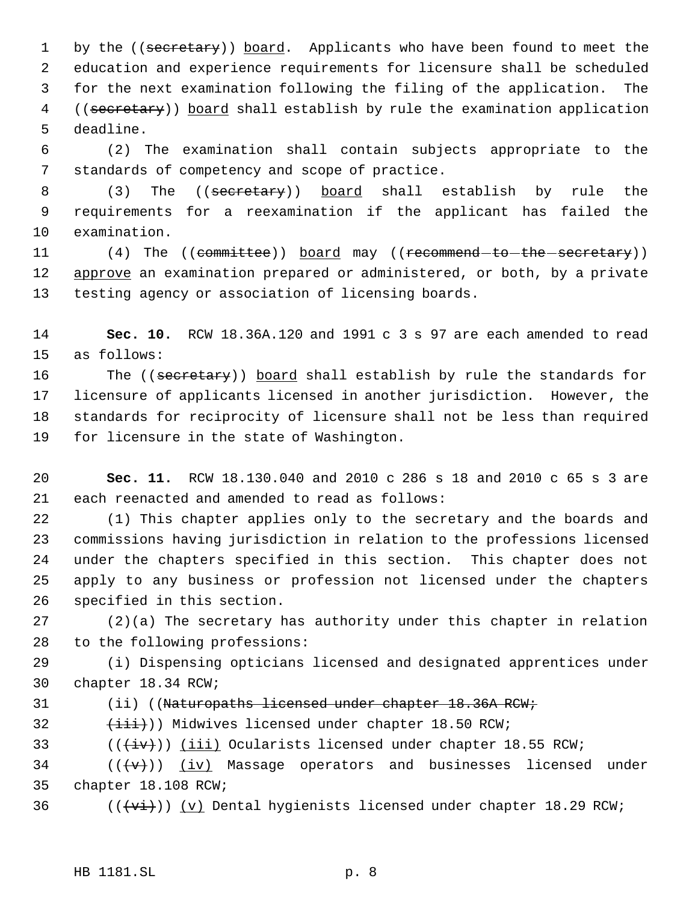by the ((~~secretary~~)) <u>board</u>. Applicants who have been found to meet the education and experience requirements for licensure shall be scheduled for the next examination following the filing of the application. The ((~~secretary~~)) <u>board</u> shall establish by rule the examination application deadline.

(2) The examination shall contain subjects appropriate to the standards of competency and scope of practice.

(3) The ((~~secretary~~)) <u>board</u> shall establish by rule the requirements for a reexamination if the applicant has failed the examination.

(4) The ((~~committee~~)) <u>board</u> may ((~~recommend to the secretary~~)) <u>approve</u> an examination prepared or administered, or both, by a private testing agency or association of licensing boards.

**Sec. 10.** RCW 18.36A.120 and 1991 c 3 s 97 are each amended to read as follows:

The ((~~secretary~~)) <u>board</u> shall establish by rule the standards for licensure of applicants licensed in another jurisdiction. However, the standards for reciprocity of licensure shall not be less than required for licensure in the state of Washington.

**Sec. 11.** RCW 18.130.040 and 2010 c 286 s 18 and 2010 c 65 s 3 are each reenacted and amended to read as follows:

(1) This chapter applies only to the secretary and the boards and commissions having jurisdiction in relation to the professions licensed under the chapters specified in this section. This chapter does not apply to any business or profession not licensed under the chapters specified in this section.

(2)(a) The secretary has authority under this chapter in relation to the following professions:

(i) Dispensing opticians licensed and designated apprentices under chapter 18.34 RCW;

(ii) ((~~Naturopaths licensed under chapter 18.36A RCW;~~

~~(iii)~~)) Midwives licensed under chapter 18.50 RCW;

((~~(iv)~~)) <u>(iii)</u> Ocularists licensed under chapter 18.55 RCW;

((~~(v)~~)) <u>(iv)</u> Massage operators and businesses licensed under chapter 18.108 RCW;

((~~(vi)~~)) <u>(v)</u> Dental hygienists licensed under chapter 18.29 RCW;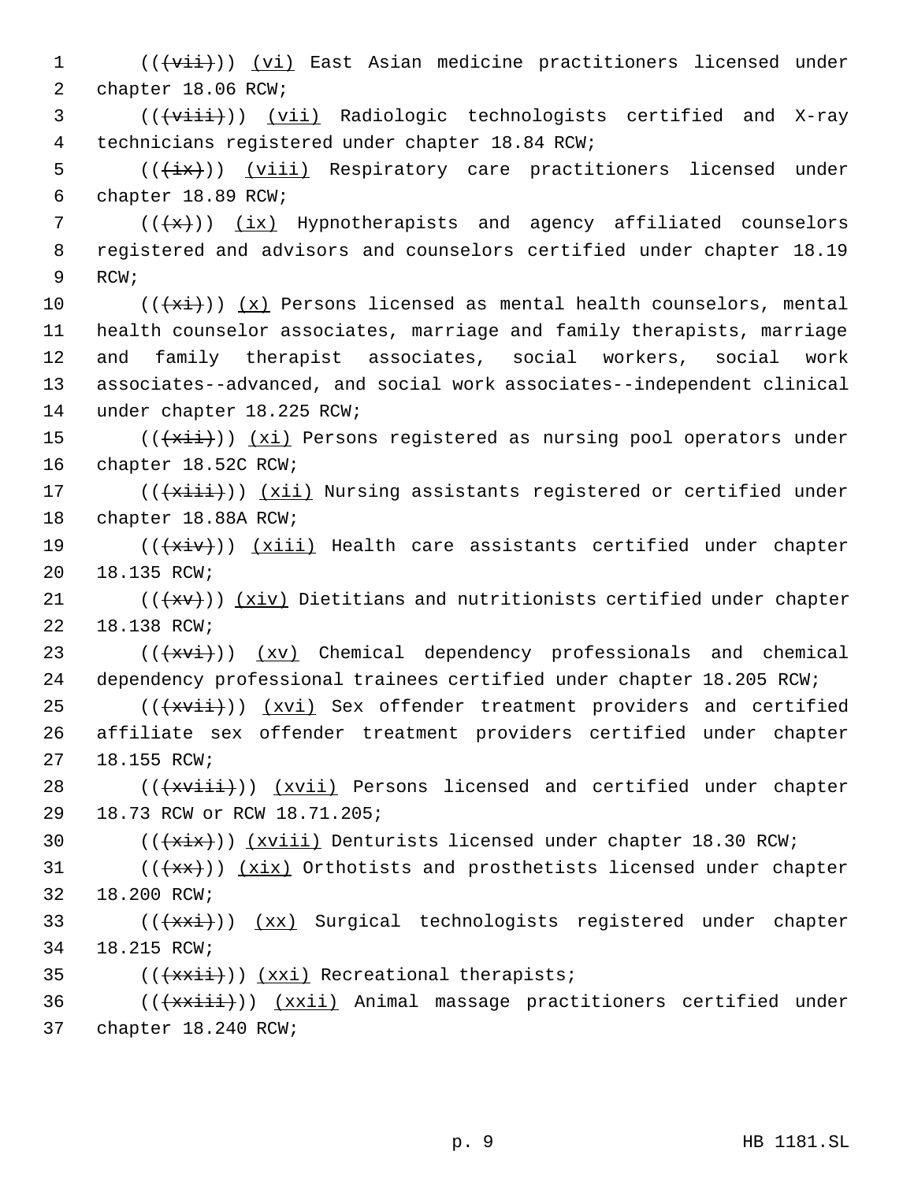(((vii))) (vi) East Asian medicine practitioners licensed under chapter 18.06 RCW;

(((viii))) (vii) Radiologic technologists certified and X-ray technicians registered under chapter 18.84 RCW;

(((ix))) (viii) Respiratory care practitioners licensed under chapter 18.89 RCW;

(((x))) (ix) Hypnotherapists and agency affiliated counselors registered and advisors and counselors certified under chapter 18.19 RCW;

(((xi))) (x) Persons licensed as mental health counselors, mental health counselor associates, marriage and family therapists, marriage and family therapist associates, social workers, social work associates--advanced, and social work associates--independent clinical under chapter 18.225 RCW;

(((xii))) (xi) Persons registered as nursing pool operators under chapter 18.52C RCW;

(((xiii))) (xii) Nursing assistants registered or certified under chapter 18.88A RCW;

(((xiv))) (xiii) Health care assistants certified under chapter 18.135 RCW;

(((xv))) (xiv) Dietitians and nutritionists certified under chapter 18.138 RCW;

(((xvi))) (xv) Chemical dependency professionals and chemical dependency professional trainees certified under chapter 18.205 RCW;

(((xvii))) (xvi) Sex offender treatment providers and certified affiliate sex offender treatment providers certified under chapter 18.155 RCW;

(((xviii))) (xvii) Persons licensed and certified under chapter 18.73 RCW or RCW 18.71.205;

(((xix))) (xviii) Denturists licensed under chapter 18.30 RCW;

(((xx))) (xix) Orthotists and prosthetists licensed under chapter 18.200 RCW;

(((xxi))) (xx) Surgical technologists registered under chapter 18.215 RCW;

(((xxii))) (xxi) Recreational therapists;

(((xxiii))) (xxii) Animal massage practitioners certified under chapter 18.240 RCW;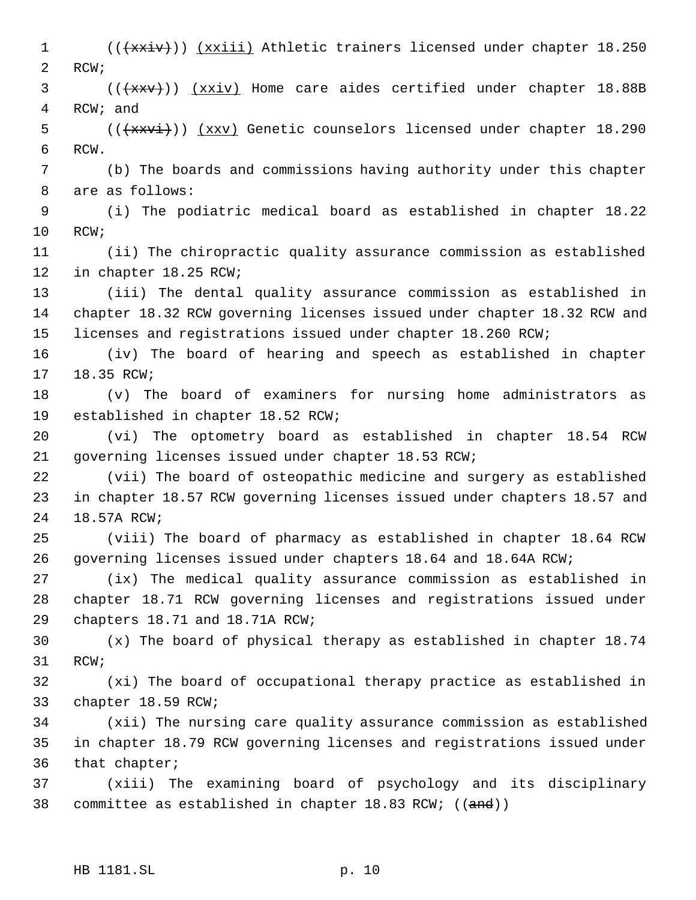(((xxiv))) (xxiii) Athletic trainers licensed under chapter 18.250 RCW;

(((xxv))) (xxiv) Home care aides certified under chapter 18.88B RCW; and

(((xxvi))) (xxv) Genetic counselors licensed under chapter 18.290 RCW.

(b) The boards and commissions having authority under this chapter are as follows:

(i) The podiatric medical board as established in chapter 18.22 RCW;

(ii) The chiropractic quality assurance commission as established in chapter 18.25 RCW;

(iii) The dental quality assurance commission as established in chapter 18.32 RCW governing licenses issued under chapter 18.32 RCW and licenses and registrations issued under chapter 18.260 RCW;

(iv) The board of hearing and speech as established in chapter 18.35 RCW;

(v) The board of examiners for nursing home administrators as established in chapter 18.52 RCW;

(vi) The optometry board as established in chapter 18.54 RCW governing licenses issued under chapter 18.53 RCW;

(vii) The board of osteopathic medicine and surgery as established in chapter 18.57 RCW governing licenses issued under chapters 18.57 and 18.57A RCW;

(viii) The board of pharmacy as established in chapter 18.64 RCW governing licenses issued under chapters 18.64 and 18.64A RCW;

(ix) The medical quality assurance commission as established in chapter 18.71 RCW governing licenses and registrations issued under chapters 18.71 and 18.71A RCW;

(x) The board of physical therapy as established in chapter 18.74 RCW;

(xi) The board of occupational therapy practice as established in chapter 18.59 RCW;

(xii) The nursing care quality assurance commission as established in chapter 18.79 RCW governing licenses and registrations issued under that chapter;

(xiii) The examining board of psychology and its disciplinary committee as established in chapter 18.83 RCW; ((and))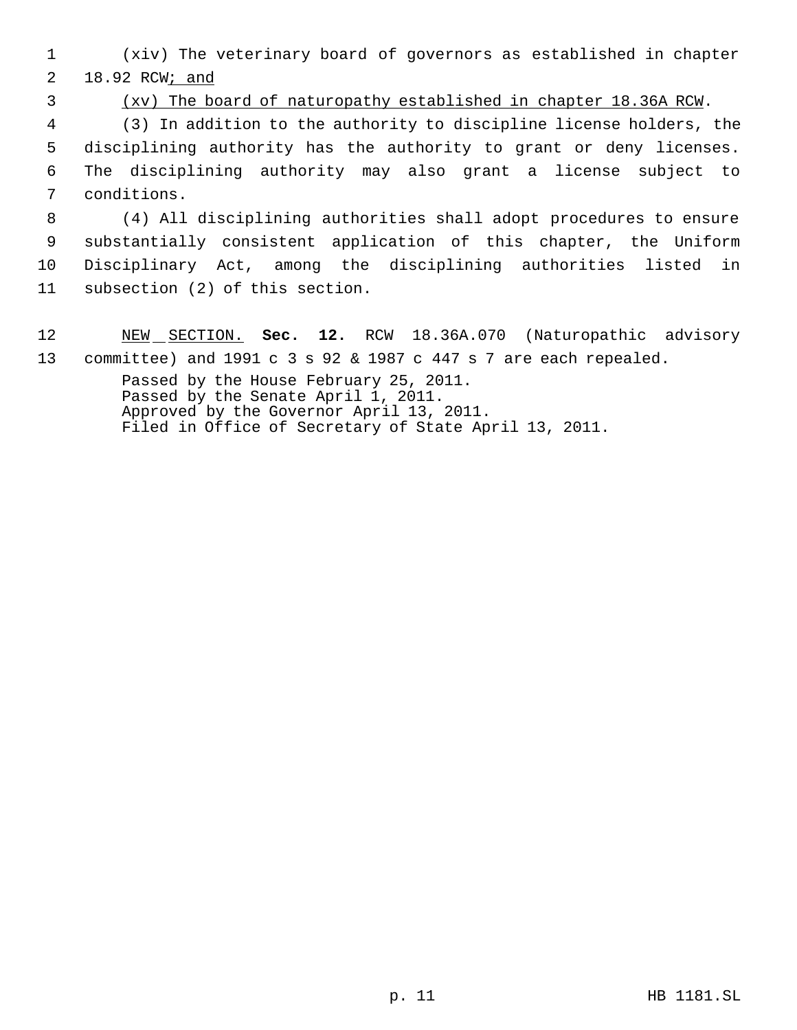(xiv) The veterinary board of governors as established in chapter 18.92 RCW; and

(xv) The board of naturopathy established in chapter 18.36A RCW.

(3) In addition to the authority to discipline license holders, the disciplining authority has the authority to grant or deny licenses. The disciplining authority may also grant a license subject to conditions.

(4) All disciplining authorities shall adopt procedures to ensure substantially consistent application of this chapter, the Uniform Disciplinary Act, among the disciplining authorities listed in subsection (2) of this section.

NEW SECTION. **Sec. 12.** RCW 18.36A.070 (Naturopathic advisory committee) and 1991 c 3 s 92 & 1987 c 447 s 7 are each repealed.

Passed by the House February 25, 2011.
Passed by the Senate April 1, 2011.
Approved by the Governor April 13, 2011.
Filed in Office of Secretary of State April 13, 2011.